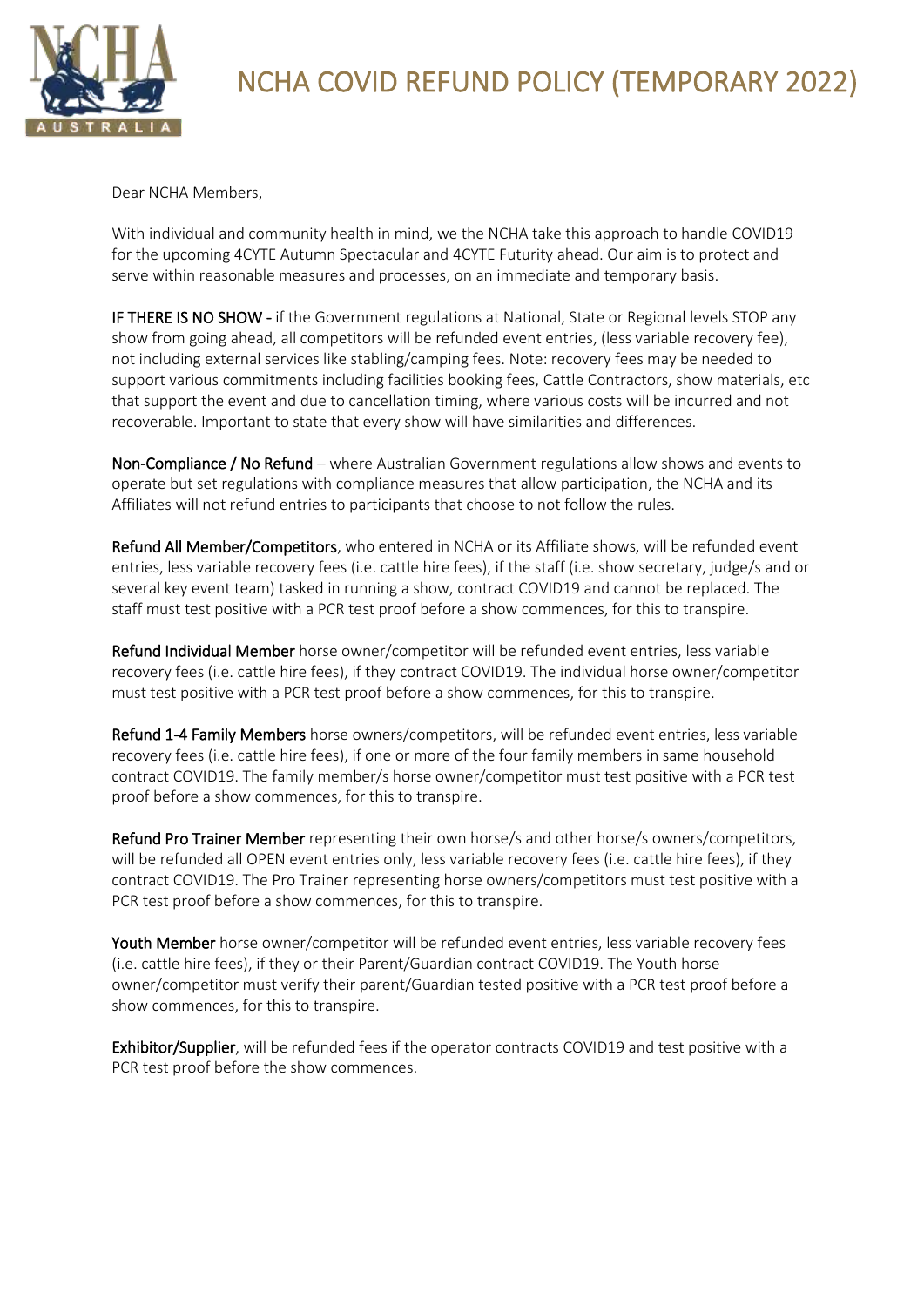# NCHA COVID REFUND POLICY (TEMPORARY 2022)

Dear NCHA Members,

With individual and community health in mind, we the NCHA take this approach to handle COVID19 for the upcoming 4CYTE Autumn Spectacular and 4CYTE Futurity ahead. Our aim is to protect and serve within reasonable measures and processes, on an immediate and temporary basis.

**IF THERE IS NO SHOW** - if the Government regulations at National, State or Regional levels STOP any show from going ahead, all competitors will be refunded event entries, (less variable recovery fee), not including external services like stabling/camping fees. Note: recovery fees may be needed to support various commitments including facilities booking fees, Cattle Contractors, show materials, etc that support the event and due to cancellation timing, where various costs will be incurred and not recoverable. Important to state that every show will have similarities and differences.

**Non-Compliance / No Refund** – where Australian Government regulations allow shows and events to operate but set regulations with compliance measures that allow participation, the NCHA and its Affiliates will not refund entries to participants that choose to not follow the rules.

**Refund All Member/Competitors**, who entered in NCHA or its Affiliate shows, will be refunded event entries, less variable recovery fees (i.e. cattle hire fees), if the staff (i.e. show secretary, judge/s and or several key event team) tasked in running a show, contract COVID19 and cannot be replaced. The staff must test positive with a PCR test proof before a show commences, for this to transpire.

**Refund Individual Member** horse owner/competitor will be refunded event entries, less variable recovery fees (i.e. cattle hire fees), if they contract COVID19. The individual horse owner/competitor must test positive with a PCR test proof before a show commences, for this to transpire.

**Refund 1-4 Family Members** horse owners/competitors, will be refunded event entries, less variable recovery fees (i.e. cattle hire fees), if one or more of the four family members in same household contract COVID19. The family member/s horse owner/competitor must test positive with a PCR test proof before a show commences, for this to transpire.

**Refund Pro Trainer Member** representing their own horse/s and other horse/s owners/competitors, will be refunded all OPEN event entries only, less variable recovery fees (i.e. cattle hire fees), if they contract COVID19. The Pro Trainer representing horse owners/competitors must test positive with a PCR test proof before a show commences, for this to transpire.

**Youth Member** horse owner/competitor will be refunded event entries, less variable recovery fees (i.e. cattle hire fees), if they or their Parent/Guardian contract COVID19. The Youth horse owner/competitor must verify their parent/Guardian tested positive with a PCR test proof before a show commences, for this to transpire.

**Exhibitor/Supplier**, will be refunded fees if the operator contracts COVID19 and test positive with a PCR test proof before the show commences.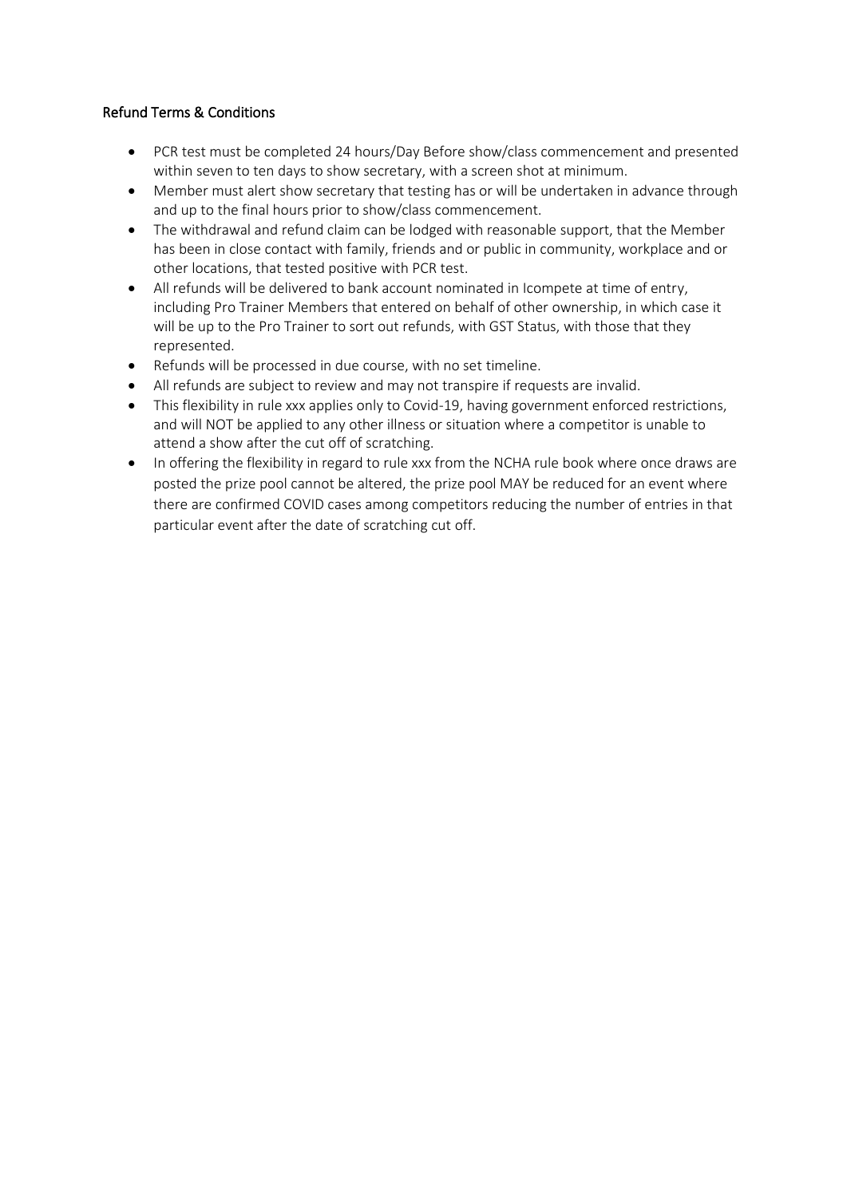## Refund Terms & Conditions

- PCR test must be completed 24 hours/Day Before show/class commencement and presented within seven to ten days to show secretary, with a screen shot at minimum.
- Member must alert show secretary that testing has or will be undertaken in advance through and up to the final hours prior to show/class commencement.
- The withdrawal and refund claim can be lodged with reasonable support, that the Member has been in close contact with family, friends and or public in community, workplace and or other locations, that tested positive with PCR test.
- All refunds will be delivered to bank account nominated in Icompete at time of entry, including Pro Trainer Members that entered on behalf of other ownership, in which case it will be up to the Pro Trainer to sort out refunds, with GST Status, with those that they represented.
- Refunds will be processed in due course, with no set timeline.
- All refunds are subject to review and may not transpire if requests are invalid.
- This flexibility in rule xxx applies only to Covid-19, having government enforced restrictions, and will NOT be applied to any other illness or situation where a competitor is unable to attend a show after the cut off of scratching.
- In offering the flexibility in regard to rule xxx from the NCHA rule book where once draws are posted the prize pool cannot be altered, the prize pool MAY be reduced for an event where there are confirmed COVID cases among competitors reducing the number of entries in that particular event after the date of scratching cut off.